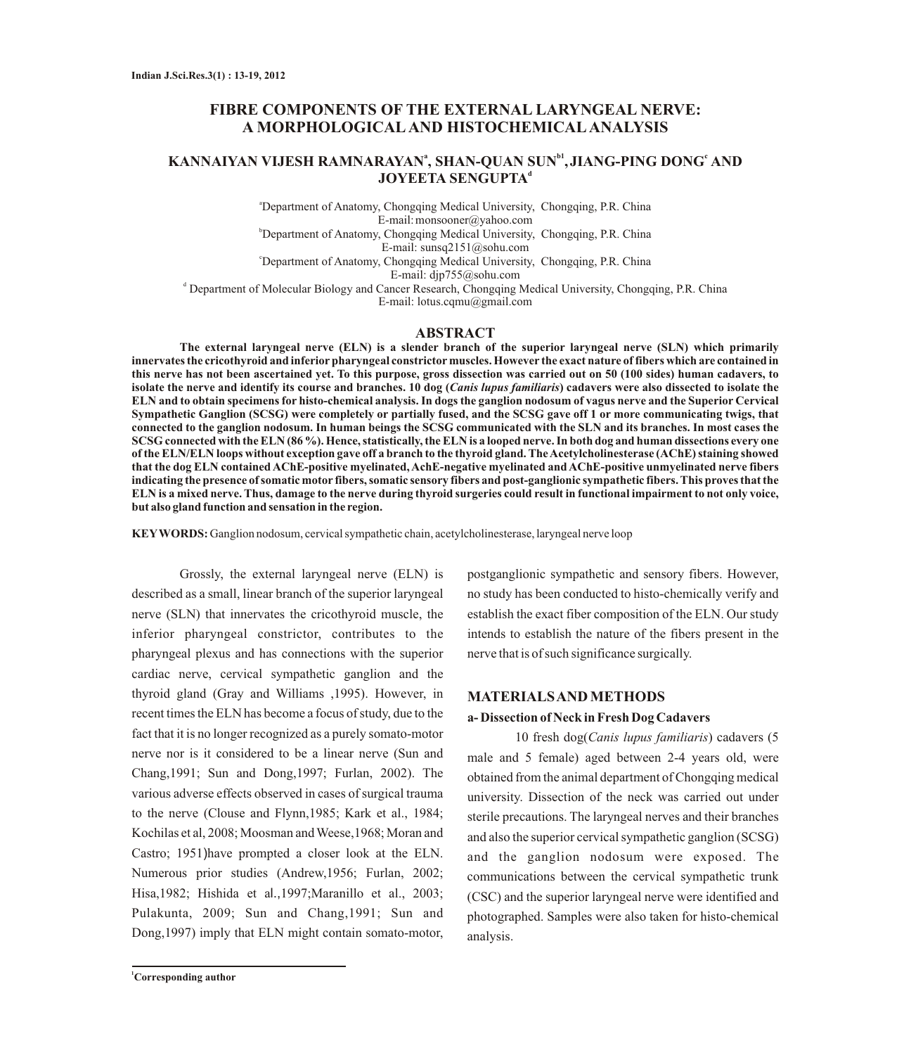# FIBRE COMPONENTS OF THE EXTERNAL LARYNGEAL NERVE: A MORPHOLOGICAL AND HISTOCHEMICAL ANALYSIS

**KANNAIYAN VIJESH RAMNARAYAN[a], SHAN-QUAN SUN[b1], JIANG-PING DONG[c] AND JOYEETA SENGUPTA[d]**

[a]Department of Anatomy, Chongqing Medical University, Chongqing, P.R. China
E-mail: monsooner@yahoo.com

[b]Department of Anatomy, Chongqing Medical University, Chongqing, P.R. China
E-mail: sunsq2151@sohu.com

[c]Department of Anatomy, Chongqing Medical University, Chongqing, P.R. China
E-mail: djp755@sohu.com

[d] Department of Molecular Biology and Cancer Research, Chongqing Medical University, Chongqing, P.R. China
E-mail: lotus.cqmu@gmail.com

## ABSTRACT

**The external laryngeal nerve (ELN) is a slender branch of the superior laryngeal nerve (SLN) which primarily innervates the cricothyroid and inferior pharyngeal constrictor muscles. However the exact nature of fibers which are contained in this nerve has not been ascertained yet. To this purpose, gross dissection was carried out on 50 (100 sides) human cadavers, to isolate the nerve and identify its course and branches. 10 dog (*Canis lupus familiaris*) cadavers were also dissected to isolate the ELN and to obtain specimens for histo-chemical analysis. In dogs the ganglion nodosum of vagus nerve and the Superior Cervical Sympathetic Ganglion (SCSG) were completely or partially fused, and the SCSG gave off 1 or more communicating twigs, that connected to the ganglion nodosum. In human beings the SCSG communicated with the SLN and its branches. In most cases the SCSG connected with the ELN (86 %). Hence, statistically, the ELN is a looped nerve. In both dog and human dissections every one of the ELN/ELN loops without exception gave off a branch to the thyroid gland. The Acetylcholinesterase (AChE) staining showed that the dog ELN contained AChE-positive myelinated, AchE-negative myelinated and AChE-positive unmyelinated nerve fibers indicating the presence of somatic motor fibers, somatic sensory fibers and post-ganglionic sympathetic fibers. This proves that the ELN is a mixed nerve. Thus, damage to the nerve during thyroid surgeries could result in functional impairment to not only voice, but also gland function and sensation in the region.**

**KEYWORDS:** Ganglion nodosum, cervical sympathetic chain, acetylcholinesterase, laryngeal nerve loop

Grossly, the external laryngeal nerve (ELN) is described as a small, linear branch of the superior laryngeal nerve (SLN) that innervates the cricothyroid muscle, the inferior pharyngeal constrictor, contributes to the pharyngeal plexus and has connections with the superior cardiac nerve, cervical sympathetic ganglion and the thyroid gland (Gray and Williams ,1995). However, in recent times the ELN has become a focus of study, due to the fact that it is no longer recognized as a purely somato-motor nerve nor is it considered to be a linear nerve (Sun and Chang,1991; Sun and Dong,1997; Furlan, 2002). The various adverse effects observed in cases of surgical trauma to the nerve (Clouse and Flynn,1985; Kark et al., 1984; Kochilas et al, 2008; Moosman and Weese,1968; Moran and Castro; 1951)have prompted a closer look at the ELN. Numerous prior studies (Andrew,1956; Furlan, 2002; Hisa,1982; Hishida et al.,1997;Maranillo et al., 2003; Pulakunta, 2009; Sun and Chang,1991; Sun and Dong,1997) imply that ELN might contain somato-motor, postganglionic sympathetic and sensory fibers. However, no study has been conducted to histo-chemically verify and establish the exact fiber composition of the ELN. Our study intends to establish the nature of the fibers present in the nerve that is of such significance surgically.

## MATERIALS AND METHODS

### a- Dissection of Neck in Fresh Dog Cadavers

10 fresh dog(*Canis lupus familiaris*) cadavers (5 male and 5 female) aged between 2-4 years old, were obtained from the animal department of Chongqing medical university. Dissection of the neck was carried out under sterile precautions. The laryngeal nerves and their branches and also the superior cervical sympathetic ganglion (SCSG) and the ganglion nodosum were exposed. The communications between the cervical sympathetic trunk (CSC) and the superior laryngeal nerve were identified and photographed. Samples were also taken for histo-chemical analysis.

[1]Corresponding author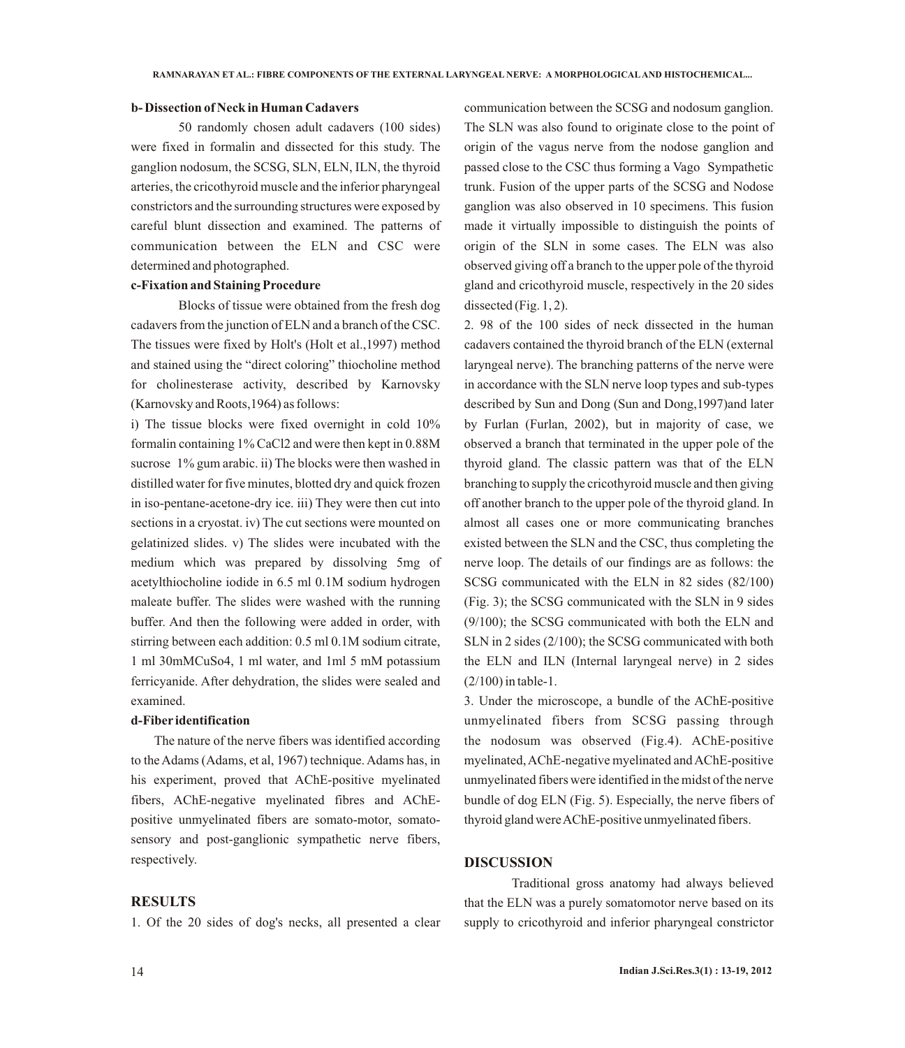**b- Dissection of Neck in Human Cadavers**

50 randomly chosen adult cadavers (100 sides) were fixed in formalin and dissected for this study. The ganglion nodosum, the SCSG, SLN, ELN, ILN, the thyroid arteries, the cricothyroid muscle and the inferior pharyngeal constrictors and the surrounding structures were exposed by careful blunt dissection and examined. The patterns of communication between the ELN and CSC were determined and photographed.

**c-Fixation and Staining Procedure**

Blocks of tissue were obtained from the fresh dog cadavers from the junction of ELN and a branch of the CSC. The tissues were fixed by Holt's (Holt et al.,1997) method and stained using the "direct coloring" thiocholine method for cholinesterase activity, described by Karnovsky (Karnovsky and Roots,1964) as follows:

i) The tissue blocks were fixed overnight in cold 10% formalin containing 1% $CaCl_2$ and were then kept in 0.88M sucrose 1% gum arabic. ii) The blocks were then washed in distilled water for five minutes, blotted dry and quick frozen in iso-pentane-acetone-dry ice. iii) They were then cut into sections in a cryostat. iv) The cut sections were mounted on gelatinized slides. v) The slides were incubated with the medium which was prepared by dissolving 5mg of acetylthiocholine iodide in 6.5 ml 0.1M sodium hydrogen maleate buffer. The slides were washed with the running buffer. And then the following were added in order, with stirring between each addition: 0.5 ml 0.1M sodium citrate, 1 ml 30mM$CuSo_4$, 1 ml water, and 1ml 5 mM potassium ferricyanide. After dehydration, the slides were sealed and examined.

**d-Fiber identification**

The nature of the nerve fibers was identified according to the Adams (Adams, et al, 1967) technique. Adams has, in his experiment, proved that AChE-positive myelinated fibers, AChE-negative myelinated fibres and AChE-positive unmyelinated fibers are somato-motor, somato-sensory and post-ganglionic sympathetic nerve fibers, respectively.

## RESULTS

1. Of the 20 sides of dog's necks, all presented a clear communication between the SCSG and nodosum ganglion. The SLN was also found to originate close to the point of origin of the vagus nerve from the nodose ganglion and passed close to the CSC thus forming a Vago Sympathetic trunk. Fusion of the upper parts of the SCSG and Nodose ganglion was also observed in 10 specimens. This fusion made it virtually impossible to distinguish the points of origin of the SLN in some cases. The ELN was also observed giving off a branch to the upper pole of the thyroid gland and cricothyroid muscle, respectively in the 20 sides dissected (Fig. 1, 2).

2. 98 of the 100 sides of neck dissected in the human cadavers contained the thyroid branch of the ELN (external laryngeal nerve). The branching patterns of the nerve were in accordance with the SLN nerve loop types and sub-types described by Sun and Dong (Sun and Dong,1997)and later by Furlan (Furlan, 2002), but in majority of case, we observed a branch that terminated in the upper pole of the thyroid gland. The classic pattern was that of the ELN branching to supply the cricothyroid muscle and then giving off another branch to the upper pole of the thyroid gland. In almost all cases one or more communicating branches existed between the SLN and the CSC, thus completing the nerve loop. The details of our findings are as follows: the SCSG communicated with the ELN in 82 sides (82/100) (Fig. 3); the SCSG communicated with the SLN in 9 sides (9/100); the SCSG communicated with both the ELN and SLN in 2 sides (2/100); the SCSG communicated with both the ELN and ILN (Internal laryngeal nerve) in 2 sides (2/100) in table-1.

3. Under the microscope, a bundle of the AChE-positive unmyelinated fibers from SCSG passing through the nodosum was observed (Fig.4). AChE-positive myelinated, AChE-negative myelinated and AChE-positive unmyelinated fibers were identified in the midst of the nerve bundle of dog ELN (Fig. 5). Especially, the nerve fibers of thyroid gland were AChE-positive unmyelinated fibers.

## DISCUSSION

Traditional gross anatomy had always believed that the ELN was a purely somatomotor nerve based on its supply to cricothyroid and inferior pharyngeal constrictor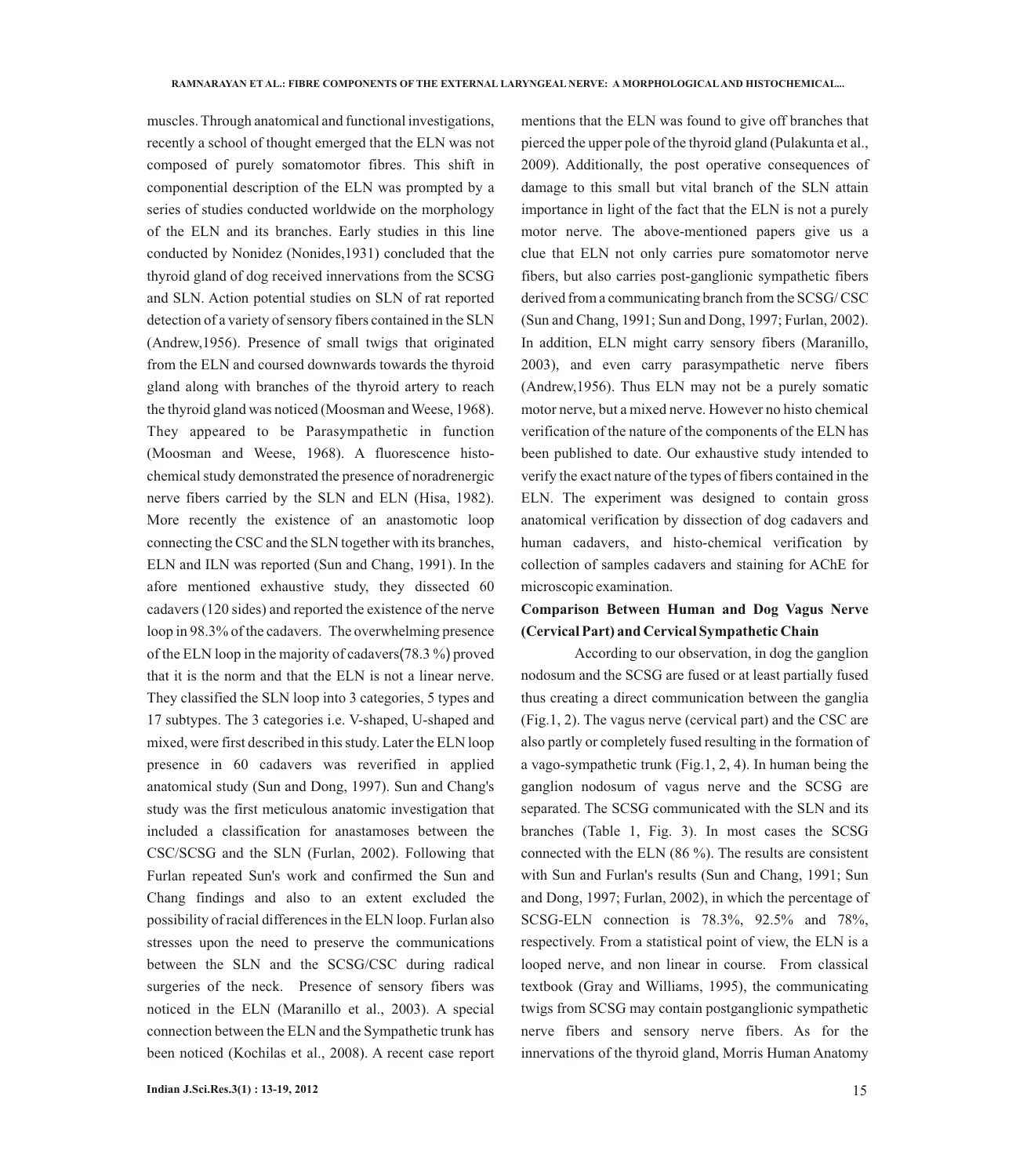muscles. Through anatomical and functional investigations, recently a school of thought emerged that the ELN was not composed of purely somatomotor fibres. This shift in componential description of the ELN was prompted by a series of studies conducted worldwide on the morphology of the ELN and its branches. Early studies in this line conducted by Nonidez (Nonides,1931) concluded that the thyroid gland of dog received innervations from the SCSG and SLN. Action potential studies on SLN of rat reported detection of a variety of sensory fibers contained in the SLN (Andrew,1956). Presence of small twigs that originated from the ELN and coursed downwards towards the thyroid gland along with branches of the thyroid artery to reach the thyroid gland was noticed (Moosman and Weese, 1968). They appeared to be Parasympathetic in function (Moosman and Weese, 1968). A fluorescence histo-chemical study demonstrated the presence of noradrenergic nerve fibers carried by the SLN and ELN (Hisa, 1982). More recently the existence of an anastomotic loop connecting the CSC and the SLN together with its branches, ELN and ILN was reported (Sun and Chang, 1991). In the afore mentioned exhaustive study, they dissected 60 cadavers (120 sides) and reported the existence of the nerve loop in 98.3% of the cadavers. The overwhelming presence of the ELN loop in the majority of cadavers(78.3 %) proved that it is the norm and that the ELN is not a linear nerve. They classified the SLN loop into 3 categories, 5 types and 17 subtypes. The 3 categories i.e. V-shaped, U-shaped and mixed, were first described in this study. Later the ELN loop presence in 60 cadavers was reverified in applied anatomical study (Sun and Dong, 1997). Sun and Chang's study was the first meticulous anatomic investigation that included a classification for anastamoses between the CSC/SCSG and the SLN (Furlan, 2002). Following that Furlan repeated Sun's work and confirmed the Sun and Chang findings and also to an extent excluded the possibility of racial differences in the ELN loop. Furlan also stresses upon the need to preserve the communications between the SLN and the SCSG/CSC during radical surgeries of the neck. Presence of sensory fibers was noticed in the ELN (Maranillo et al., 2003). A special connection between the ELN and the Sympathetic trunk has been noticed (Kochilas et al., 2008). A recent case report mentions that the ELN was found to give off branches that pierced the upper pole of the thyroid gland (Pulakunta et al., 2009). Additionally, the post operative consequences of damage to this small but vital branch of the SLN attain importance in light of the fact that the ELN is not a purely motor nerve. The above-mentioned papers give us a clue that ELN not only carries pure somatomotor nerve fibers, but also carries post-ganglionic sympathetic fibers derived from a communicating branch from the SCSG/ CSC (Sun and Chang, 1991; Sun and Dong, 1997; Furlan, 2002). In addition, ELN might carry sensory fibers (Maranillo, 2003), and even carry parasympathetic nerve fibers (Andrew,1956). Thus ELN may not be a purely somatic motor nerve, but a mixed nerve. However no histo chemical verification of the nature of the components of the ELN has been published to date. Our exhaustive study intended to verify the exact nature of the types of fibers contained in the ELN. The experiment was designed to contain gross anatomical verification by dissection of dog cadavers and human cadavers, and histo-chemical verification by collection of samples cadavers and staining for AChE for microscopic examination.

**Comparison Between Human and Dog Vagus Nerve (Cervical Part) and Cervical Sympathetic Chain**

According to our observation, in dog the ganglion nodosum and the SCSG are fused or at least partially fused thus creating a direct communication between the ganglia (Fig.1, 2). The vagus nerve (cervical part) and the CSC are also partly or completely fused resulting in the formation of a vago-sympathetic trunk (Fig.1, 2, 4). In human being the ganglion nodosum of vagus nerve and the SCSG are separated. The SCSG communicated with the SLN and its branches (Table 1, Fig. 3). In most cases the SCSG connected with the ELN (86 %). The results are consistent with Sun and Furlan's results (Sun and Chang, 1991; Sun and Dong, 1997; Furlan, 2002), in which the percentage of SCSG-ELN connection is 78.3%, 92.5% and 78%, respectively. From a statistical point of view, the ELN is a looped nerve, and non linear in course. From classical textbook (Gray and Williams, 1995), the communicating twigs from SCSG may contain postganglionic sympathetic nerve fibers and sensory nerve fibers. As for the innervations of the thyroid gland, Morris Human Anatomy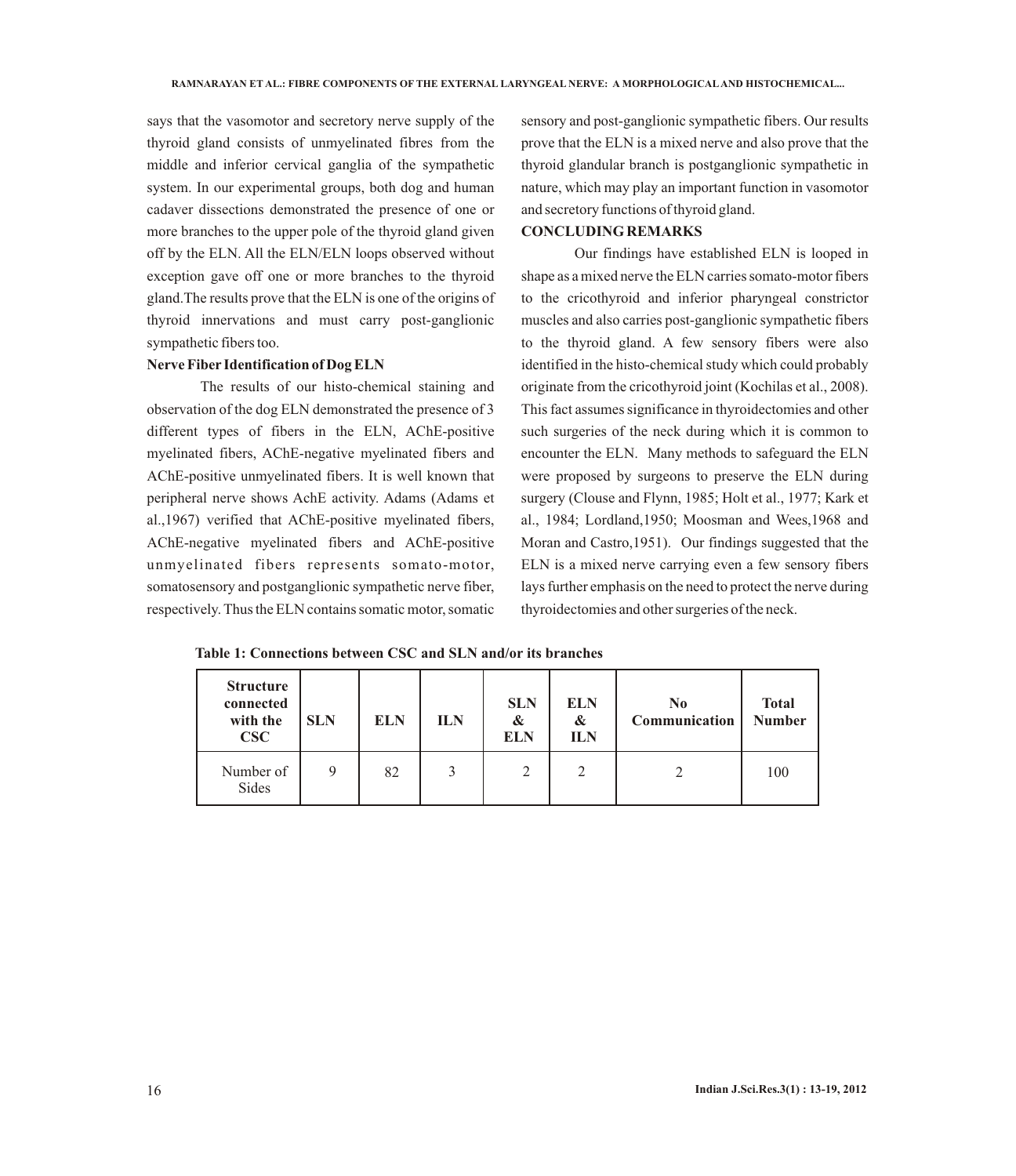says that the vasomotor and secretory nerve supply of the thyroid gland consists of unmyelinated fibres from the middle and inferior cervical ganglia of the sympathetic system. In our experimental groups, both dog and human cadaver dissections demonstrated the presence of one or more branches to the upper pole of the thyroid gland given off by the ELN. All the ELN/ELN loops observed without exception gave off one or more branches to the thyroid gland.The results prove that the ELN is one of the origins of thyroid innervations and must carry post-ganglionic sympathetic fibers too.

**Nerve Fiber Identification of Dog ELN**

The results of our histo-chemical staining and observation of the dog ELN demonstrated the presence of 3 different types of fibers in the ELN, AChE-positive myelinated fibers, AChE-negative myelinated fibers and AChE-positive unmyelinated fibers. It is well known that peripheral nerve shows AchE activity. Adams (Adams et al.,1967) verified that AChE-positive myelinated fibers, AChE-negative myelinated fibers and AChE-positive unmyelinated fibers represents somato-motor, somatosensory and postganglionic sympathetic nerve fiber, respectively. Thus the ELN contains somatic motor, somatic sensory and post-ganglionic sympathetic fibers. Our results prove that the ELN is a mixed nerve and also prove that the thyroid glandular branch is postganglionic sympathetic in nature, which may play an important function in vasomotor and secretory functions of thyroid gland.

**CONCLUDING REMARKS**

Our findings have established ELN is looped in shape as a mixed nerve the ELN carries somato-motor fibers to the cricothyroid and inferior pharyngeal constrictor muscles and also carries post-ganglionic sympathetic fibers to the thyroid gland. A few sensory fibers were also identified in the histo-chemical study which could probably originate from the cricothyroid joint (Kochilas et al., 2008). This fact assumes significance in thyroidectomies and other such surgeries of the neck during which it is common to encounter the ELN. Many methods to safeguard the ELN were proposed by surgeons to preserve the ELN during surgery (Clouse and Flynn, 1985; Holt et al., 1977; Kark et al., 1984; Lordland,1950; Moosman and Wees,1968 and Moran and Castro,1951). Our findings suggested that the ELN is a mixed nerve carrying even a few sensory fibers lays further emphasis on the need to protect the nerve during thyroidectomies and other surgeries of the neck.

**Table 1: Connections between CSC and SLN and/or its branches**

| Structure connected with the CSC | SLN | ELN | ILN | SLN & ELN | ELN & ILN | No Communication | Total Number |
|---|---|---|---|---|---|---|---|
| Number of Sides | 9 | 82 | 3 | 2 | 2 | 2 | 100 |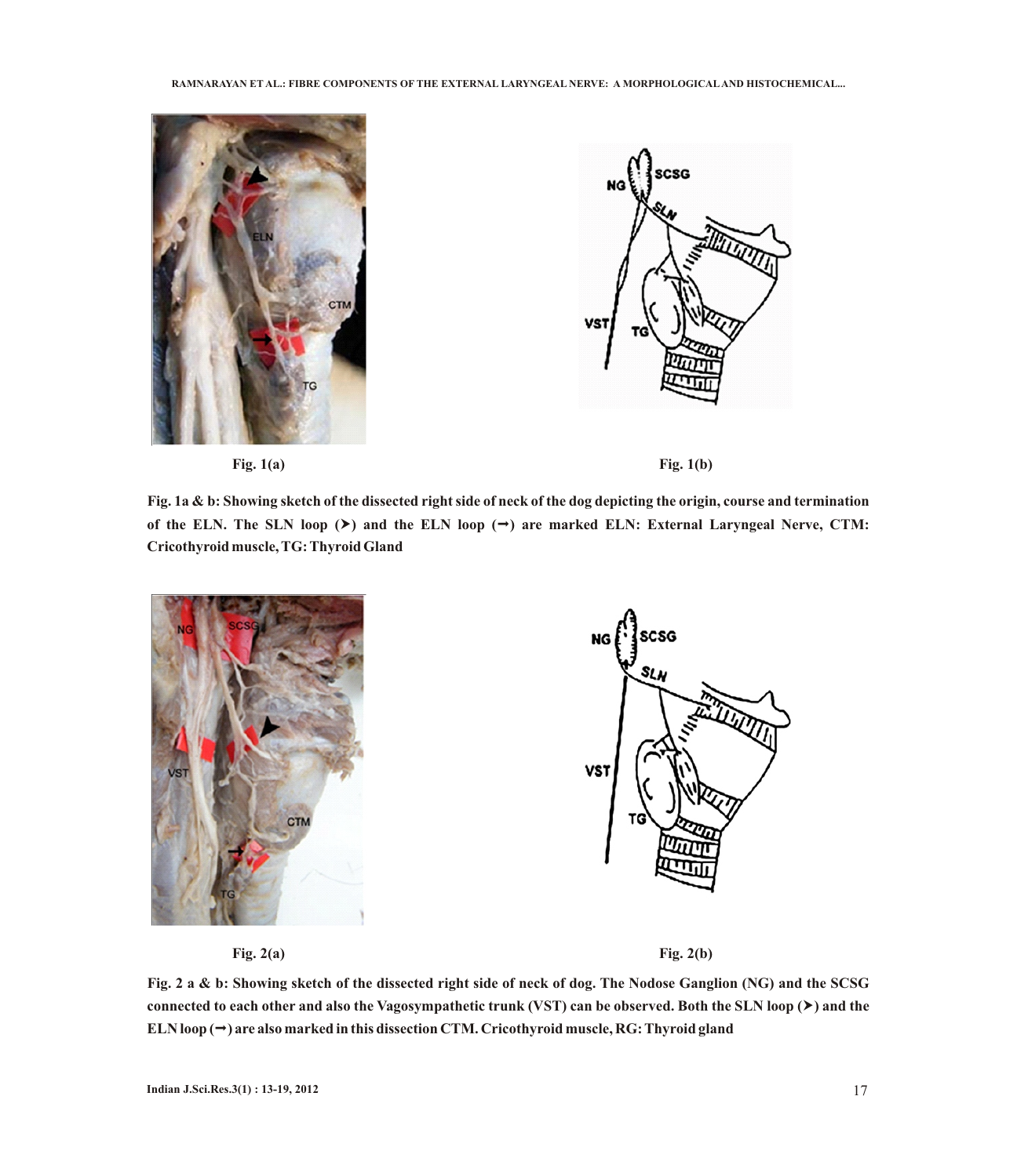Fig. 1(a)

Fig. 1(b)

**Fig. 1a & b: Showing sketch of the dissected right side of neck of the dog depicting the origin, course and termination of the ELN. The SLN loop (➤) and the ELN loop (➞) are marked ELN: External Laryngeal Nerve, CTM: Cricothyroid muscle, TG: Thyroid Gland**

Fig. 2(a)

Fig. 2(b)

**Fig. 2 a & b: Showing sketch of the dissected right side of neck of dog. The Nodose Ganglion (NG) and the SCSG connected to each other and also the Vagosympathetic trunk (VST) can be observed. Both the SLN loop (➤) and the ELN loop (➞) are also marked in this dissection CTM. Cricothyroid muscle, RG: Thyroid gland**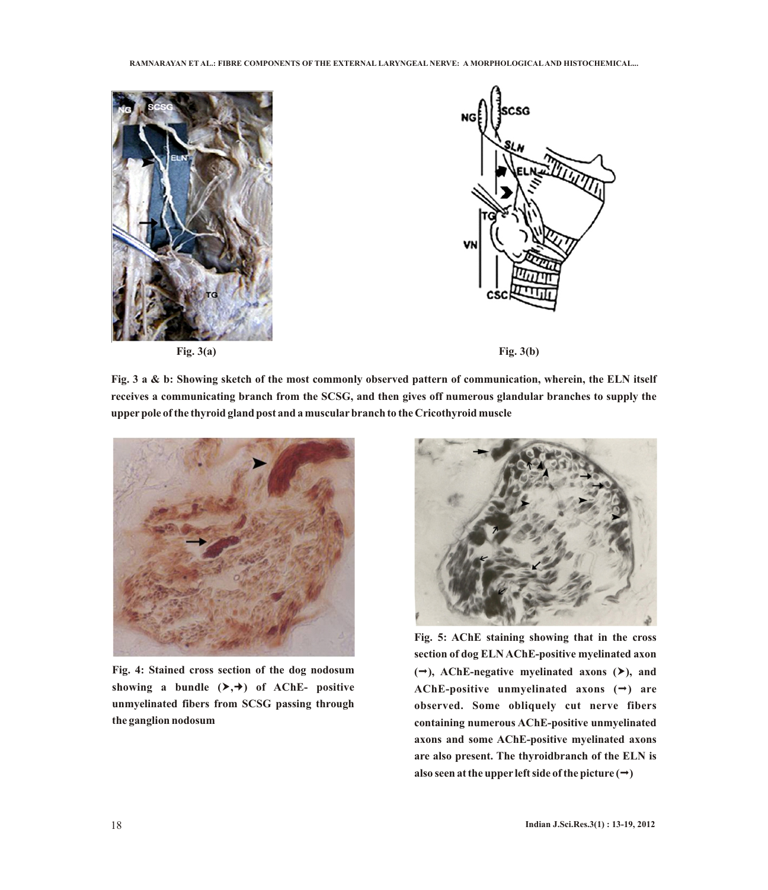Fig. 3(a)

Fig. 3(b)

**Fig. 3 a & b: Showing sketch of the most commonly observed pattern of communication, wherein, the ELN itself receives a communicating branch from the SCSG, and then gives off numerous glandular branches to supply the upper pole of the thyroid gland post and a muscular branch to the Cricothyroid muscle**

**Fig. 4: Stained cross section of the dog nodosum showing a bundle (➤,➔) of AChE- positive unmyelinated fibers from SCSG passing through the ganglion nodosum**

**Fig. 5: AChE staining showing that in the cross section of dog ELN AChE-positive myelinated axon (➞), AChE-negative myelinated axons (➤), and AChE-positive unmyelinated axons (➞) are observed. Some obliquely cut nerve fibers containing numerous AChE-positive unmyelinated axons and some AChE-positive myelinated axons are also present. The thyroidbranch of the ELN is also seen at the upper left side of the picture (➞)**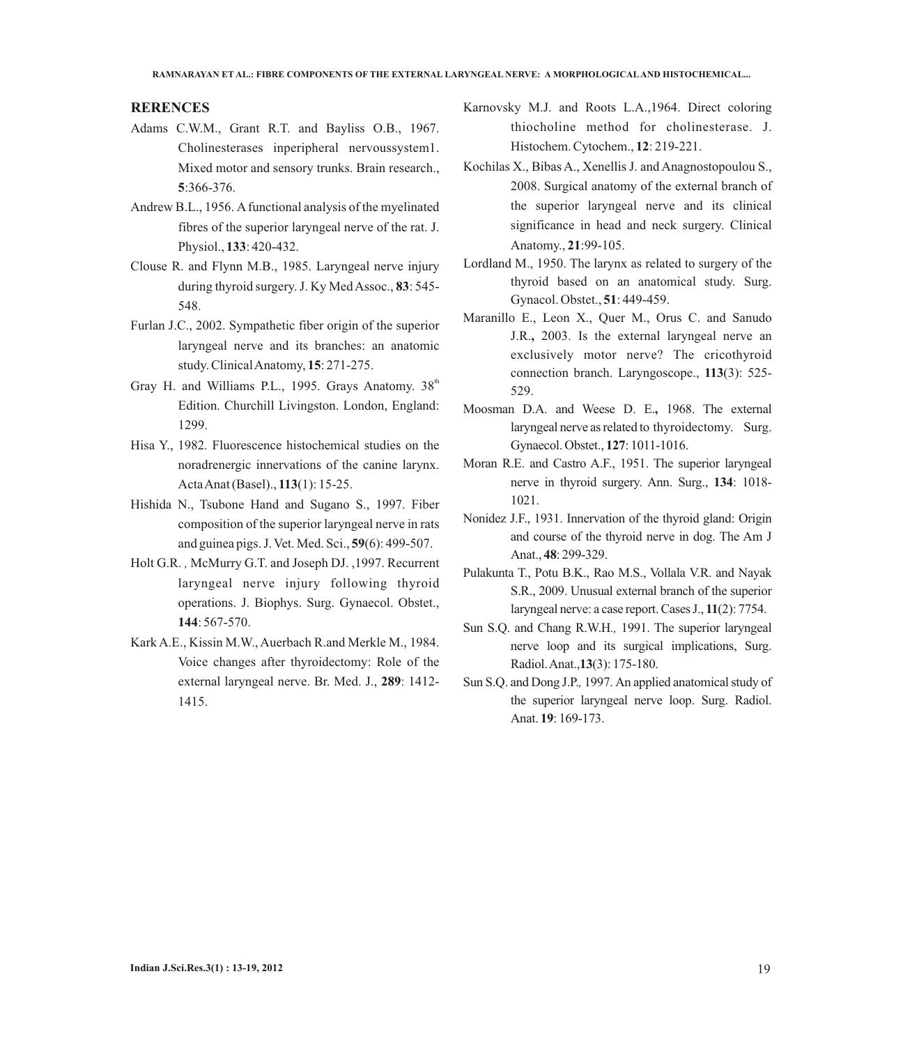## RERENCES

Adams C.W.M., Grant R.T. and Bayliss O.B., 1967. Cholinesterases inperipheral nervoussystem1. Mixed motor and sensory trunks. Brain research., **5**:366-376.

Andrew B.L., 1956. A functional analysis of the myelinated fibres of the superior laryngeal nerve of the rat. J. Physiol., **133**: 420-432.

Clouse R. and Flynn M.B., 1985. Laryngeal nerve injury during thyroid surgery. J. Ky Med Assoc., **83**: 545-548.

Furlan J.C., 2002. Sympathetic fiber origin of the superior laryngeal nerve and its branches: an anatomic study. Clinical Anatomy, **15**: 271-275.

Gray H. and Williams P.L., 1995. Grays Anatomy. 38th Edition. Churchill Livingston. London, England: 1299.

Hisa Y., 1982. Fluorescence histochemical studies on the noradrenergic innervations of the canine larynx. Acta Anat (Basel)., **113**(1): 15-25.

Hishida N., Tsubone Hand and Sugano S., 1997. Fiber composition of the superior laryngeal nerve in rats and guinea pigs. J. Vet. Med. Sci., **59**(6): 499-507.

Holt G.R. , McMurry G.T. and Joseph DJ. ,1997. Recurrent laryngeal nerve injury following thyroid operations. J. Biophys. Surg. Gynaecol. Obstet., **144**: 567-570.

Kark A.E., Kissin M.W., Auerbach R.and Merkle M., 1984. Voice changes after thyroidectomy: Role of the external laryngeal nerve. Br. Med. J., **289**: 1412-1415.

Karnovsky M.J. and Roots L.A.,1964. Direct coloring thiocholine method for cholinesterase. J. Histochem. Cytochem., **12**: 219-221.

Kochilas X., Bibas A., Xenellis J. and Anagnostopoulou S., 2008. Surgical anatomy of the external branch of the superior laryngeal nerve and its clinical significance in head and neck surgery. Clinical Anatomy., **21**:99-105.

Lordland M., 1950. The larynx as related to surgery of the thyroid based on an anatomical study. Surg. Gynacol. Obstet., **51**: 449-459.

Maranillo E., Leon X., Quer M., Orus C. and Sanudo J.R., 2003. Is the external laryngeal nerve an exclusively motor nerve? The cricothyroid connection branch. Laryngoscope., **113**(3): 525-529.

Moosman D.A. and Weese D. E., 1968. The external laryngeal nerve as related to thyroidectomy. Surg. Gynaecol. Obstet., **127**: 1011-1016.

Moran R.E. and Castro A.F., 1951. The superior laryngeal nerve in thyroid surgery. Ann. Surg., **134**: 1018-1021.

Nonidez J.F., 1931. Innervation of the thyroid gland: Origin and course of the thyroid nerve in dog. The Am J Anat., **48**: 299-329.

Pulakunta T., Potu B.K., Rao M.S., Vollala V.R. and Nayak S.R., 2009. Unusual external branch of the superior laryngeal nerve: a case report. Cases J., **11**(2): 7754.

Sun S.Q. and Chang R.W.H., 1991. The superior laryngeal nerve loop and its surgical implications, Surg. Radiol. Anat.,**13**(3): 175-180.

Sun S.Q. and Dong J.P., 1997. An applied anatomical study of the superior laryngeal nerve loop. Surg. Radiol. Anat. **19**: 169-173.